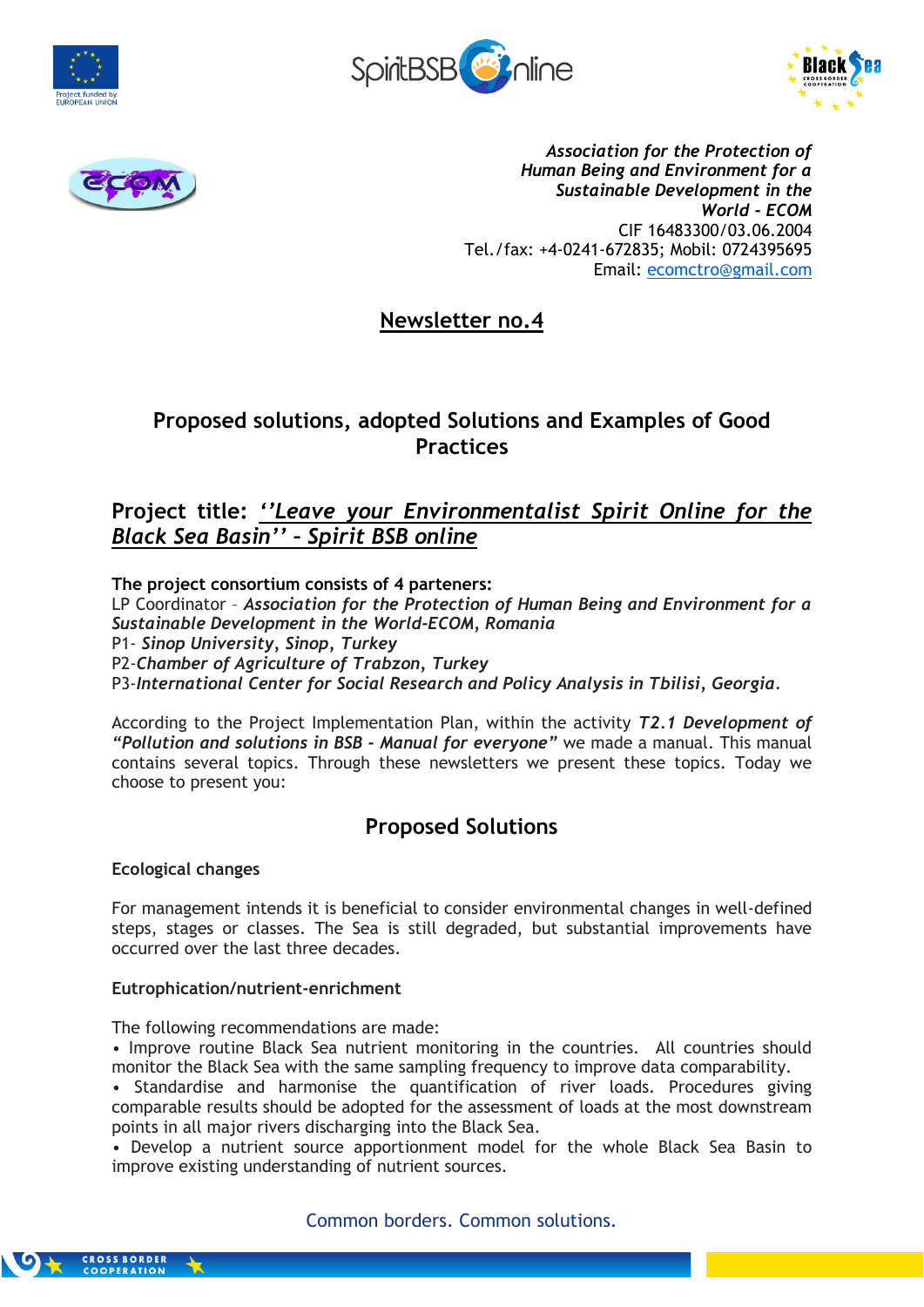*Association for the Protection of Human Being and Environment for a Sustainable Development in the World - ECOM*
CIF 16483300/03.06.2004
Tel./fax: +4-0241-672835; Mobil: 0724395695
Email: ecomctro@gmail.com

# Newsletter no.4

## Proposed solutions, adopted Solutions and Examples of Good Practices

## Project title: *''Leave your Environmentalist Spirit Online for the Black Sea Basin'' – Spirit BSB online*

**The project consortium consists of 4 parteners:**
LP Coordinator – ***Association for the Protection of Human Being and Environment for a Sustainable Development in the World-ECOM, Romania***
P1- ***Sinop University, Sinop, Turkey***
P2-***Chamber of Agriculture of Trabzon, Turkey***
P3-***International Center for Social Research and Policy Analysis in Tbilisi, Georgia.***

According to the Project Implementation Plan, within the activity ***T2.1 Development of "Pollution and solutions in BSB - Manual for everyone"*** we made a manual. This manual contains several topics. Through these newsletters we present these topics. Today we choose to present you:

## Proposed Solutions

**Ecological changes**

For management intends it is beneficial to consider environmental changes in well-defined steps, stages or classes. The Sea is still degraded, but substantial improvements have occurred over the last three decades.

**Eutrophication/nutrient-enrichment**

The following recommendations are made:
• Improve routine Black Sea nutrient monitoring in the countries. All countries should monitor the Black Sea with the same sampling frequency to improve data comparability.
• Standardise and harmonise the quantification of river loads. Procedures giving comparable results should be adopted for the assessment of loads at the most downstream points in all major rivers discharging into the Black Sea.
• Develop a nutrient source apportionment model for the whole Black Sea Basin to improve existing understanding of nutrient sources.

Common borders. Common solutions.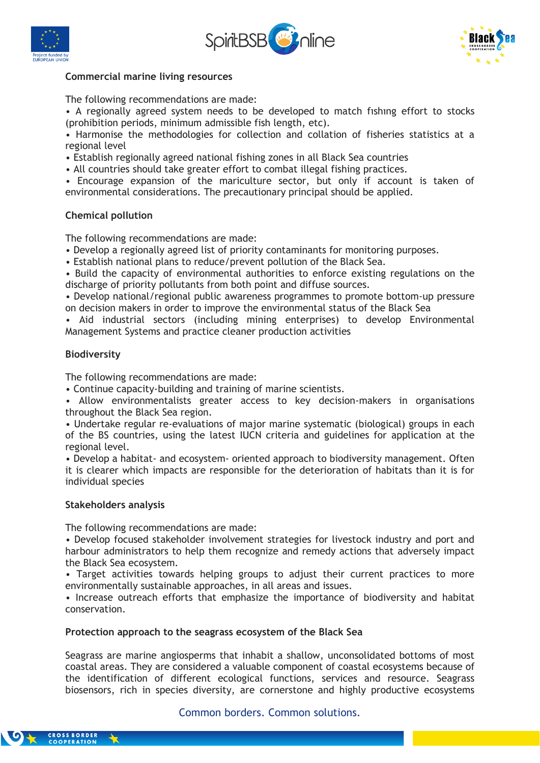### Commercial marine living resources

The following recommendations are made:

- A regionally agreed system needs to be developed to match fıshıng effort to stocks (prohibition periods, minimum admissible fish length, etc).
- Harmonise the methodologies for collection and collation of fisheries statistics at a regional level
- Establish regionally agreed national fishing zones in all Black Sea countries
- All countries should take greater effort to combat illegal fishing practices.
- Encourage expansion of the mariculture sector, but only if account is taken of environmental considerations. The precautionary principal should be applied.

### Chemical pollution

The following recommendations are made:

- Develop a regionally agreed list of priority contaminants for monitoring purposes.
- Establish national plans to reduce/prevent pollution of the Black Sea.
- Build the capacity of environmental authorities to enforce existing regulations on the discharge of priority pollutants from both point and diffuse sources.
- Develop national/regional public awareness programmes to promote bottom-up pressure on decision makers in order to improve the environmental status of the Black Sea
- Aid industrial sectors (including mining enterprises) to develop Environmental Management Systems and practice cleaner production activities

### Biodiversity

The following recommendations are made:

- Continue capacity-building and training of marine scientists.
- Allow environmentalists greater access to key decision-makers in organisations throughout the Black Sea region.
- Undertake regular re-evaluations of major marine systematic (biological) groups in each of the BS countries, using the latest IUCN criteria and guidelines for application at the regional level.
- Develop a habitat- and ecosystem- oriented approach to biodiversity management. Often it is clearer which impacts are responsible for the deterioration of habitats than it is for individual species

### Stakeholders analysis

The following recommendations are made:

- Develop focused stakeholder involvement strategies for livestock industry and port and harbour administrators to help them recognize and remedy actions that adversely impact the Black Sea ecosystem.
- Target activities towards helping groups to adjust their current practices to more environmentally sustainable approaches, in all areas and issues.
- Increase outreach efforts that emphasize the importance of biodiversity and habitat conservation.

### Protection approach to the seagrass ecosystem of the Black Sea

Seagrass are marine angiosperms that inhabit a shallow, unconsolidated bottoms of most coastal areas. They are considered a valuable component of coastal ecosystems because of the identification of different ecological functions, services and resource. Seagrass biosensors, rich in species diversity, are cornerstone and highly productive ecosystems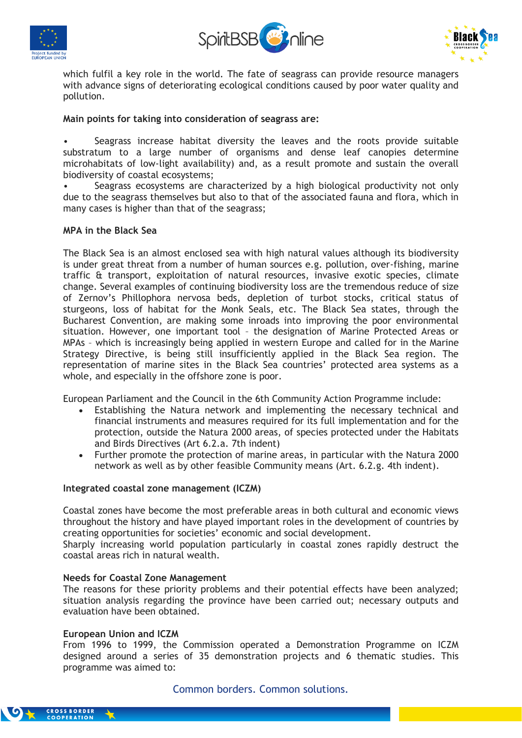which fulfil a key role in the world. The fate of seagrass can provide resource managers with advance signs of deteriorating ecological conditions caused by poor water quality and pollution.

**Main points for taking into consideration of seagrass are:**

- Seagrass increase habitat diversity the leaves and the roots provide suitable substratum to a large number of organisms and dense leaf canopies determine microhabitats of low-light availability) and, as a result promote and sustain the overall biodiversity of coastal ecosystems;
- Seagrass ecosystems are characterized by a high biological productivity not only due to the seagrass themselves but also to that of the associated fauna and flora, which in many cases is higher than that of the seagrass;

**MPA in the Black Sea**

The Black Sea is an almost enclosed sea with high natural values although its biodiversity is under great threat from a number of human sources e.g. pollution, over-fishing, marine traffic & transport, exploitation of natural resources, invasive exotic species, climate change. Several examples of continuing biodiversity loss are the tremendous reduce of size of Zernov's Phillophora nervosa beds, depletion of turbot stocks, critical status of sturgeons, loss of habitat for the Monk Seals, etc. The Black Sea states, through the Bucharest Convention, are making some inroads into improving the poor environmental situation. However, one important tool – the designation of Marine Protected Areas or MPAs – which is increasingly being applied in western Europe and called for in the Marine Strategy Directive, is being still insufficiently applied in the Black Sea region. The representation of marine sites in the Black Sea countries' protected area systems as a whole, and especially in the offshore zone is poor.

European Parliament and the Council in the 6th Community Action Programme include:

- Establishing the Natura network and implementing the necessary technical and financial instruments and measures required for its full implementation and for the protection, outside the Natura 2000 areas, of species protected under the Habitats and Birds Directives (Art 6.2.a. 7th indent)
- Further promote the protection of marine areas, in particular with the Natura 2000 network as well as by other feasible Community means (Art. 6.2.g. 4th indent).

**Integrated coastal zone management (ICZM)**

Coastal zones have become the most preferable areas in both cultural and economic views throughout the history and have played important roles in the development of countries by creating opportunities for societies' economic and social development.
Sharply increasing world population particularly in coastal zones rapidly destruct the coastal areas rich in natural wealth.

**Needs for Coastal Zone Management**

The reasons for these priority problems and their potential effects have been analyzed; situation analysis regarding the province have been carried out; necessary outputs and evaluation have been obtained.

**European Union and ICZM**

From 1996 to 1999, the Commission operated a Demonstration Programme on ICZM designed around a series of 35 demonstration projects and 6 thematic studies. This programme was aimed to: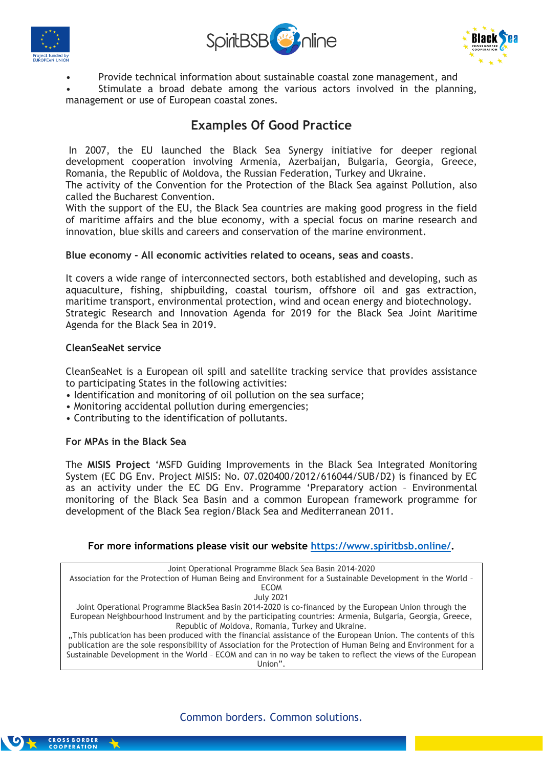- Provide technical information about sustainable coastal zone management, and
- Stimulate a broad debate among the various actors involved in the planning, management or use of European coastal zones.

## Examples Of Good Practice

In 2007, the EU launched the Black Sea Synergy initiative for deeper regional development cooperation involving Armenia, Azerbaijan, Bulgaria, Georgia, Greece, Romania, the Republic of Moldova, the Russian Federation, Turkey and Ukraine.
The activity of the Convention for the Protection of the Black Sea against Pollution, also called the Bucharest Convention.
With the support of the EU, the Black Sea countries are making good progress in the field of maritime affairs and the blue economy, with a special focus on marine research and innovation, blue skills and careers and conservation of the marine environment.

**Blue economy - All economic activities related to oceans, seas and coasts**.

It covers a wide range of interconnected sectors, both established and developing, such as aquaculture, fishing, shipbuilding, coastal tourism, offshore oil and gas extraction, maritime transport, environmental protection, wind and ocean energy and biotechnology.
Strategic Research and Innovation Agenda for 2019 for the Black Sea Joint Maritime Agenda for the Black Sea in 2019.

**CleanSeaNet service**

CleanSeaNet is a European oil spill and satellite tracking service that provides assistance to participating States in the following activities:
- Identification and monitoring of oil pollution on the sea surface;
- Monitoring accidental pollution during emergencies;
- Contributing to the identification of pollutants.

**For MPAs in the Black Sea**

The **MISIS Project** 'MSFD Guiding Improvements in the Black Sea Integrated Monitoring System (EC DG Env. Project MISIS: No. 07.020400/2012/616044/SUB/D2) is financed by EC as an activity under the EC DG Env. Programme 'Preparatory action – Environmental monitoring of the Black Sea Basin and a common European framework programme for development of the Black Sea region/Black Sea and Mediterranean 2011.

**For more informations please visit our website [https://www.spiritbsb.online/](https://www.spiritbsb.online/).**

Joint Operational Programme Black Sea Basin 2014-2020
Association for the Protection of Human Being and Environment for a Sustainable Development in the World – ECOM
July 2021
Joint Operational Programme BlackSea Basin 2014-2020 is co-financed by the European Union through the European Neighbourhood Instrument and by the participating countries: Armenia, Bulgaria, Georgia, Greece, Republic of Moldova, Romania, Turkey and Ukraine.
„This publication has been produced with the financial assistance of the European Union. The contents of this publication are the sole responsibility of Association for the Protection of Human Being and Environment for a Sustainable Development in the World – ECOM and can in no way be taken to reflect the views of the European Union".